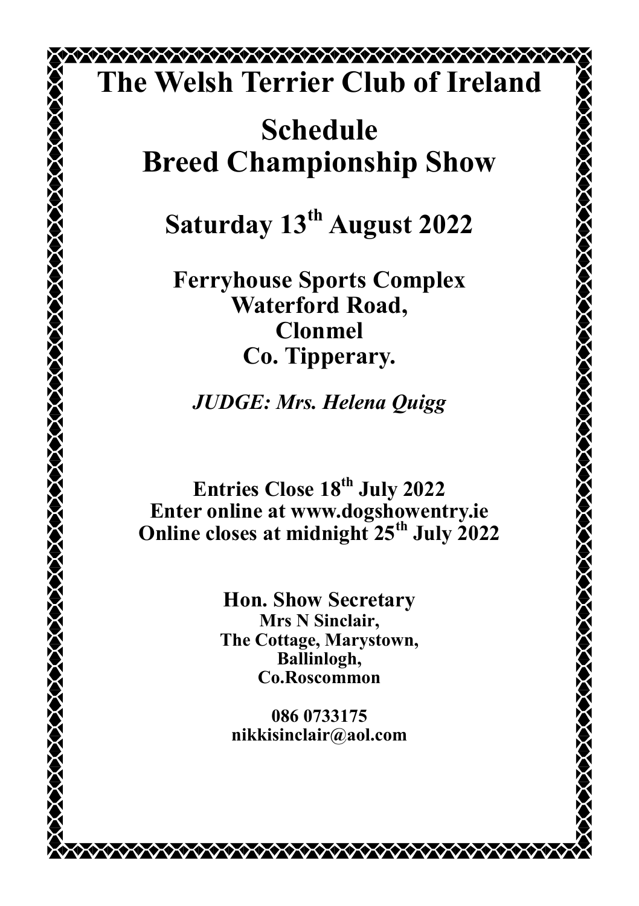# The Welsh Terrier Club of Ireland

## Schedule
## Breed Championship Show

## Saturday 13th August 2022

**Ferryhouse Sports Complex**
**Waterford Road,**
**Clonmel**
**Co. Tipperary.**

***JUDGE: Mrs. Helena Quigg***

**Entries Close 18th July 2022**
**Enter online at www.dogshowentry.ie**
**Online closes at midnight 25th July 2022**

**Hon. Show Secretary**
**Mrs N Sinclair,**
**The Cottage, Marystown,**
**Ballinlogh,**
**Co.Roscommon**

**086 0733175**
**nikkisinclair@aol.com**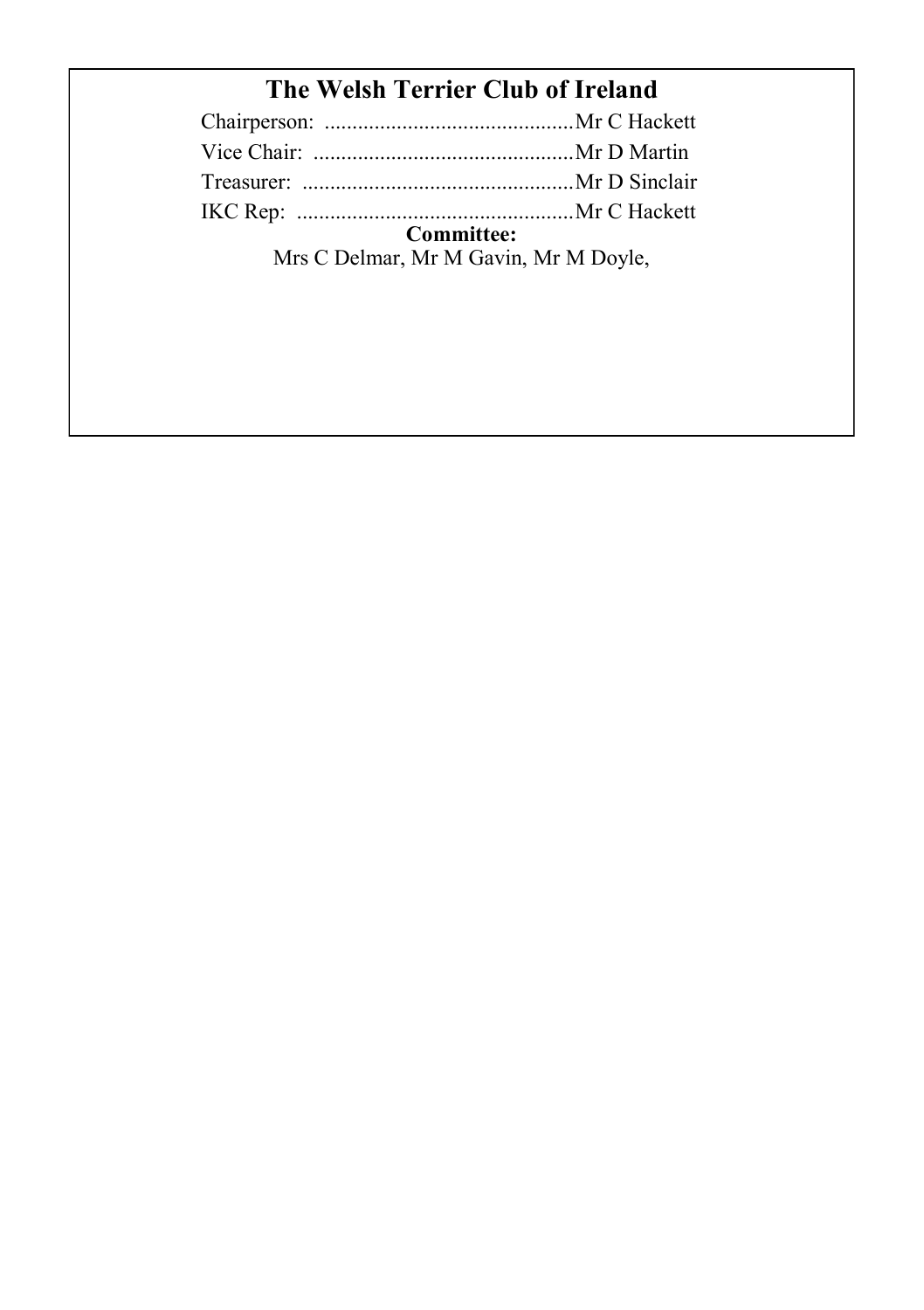# The Welsh Terrier Club of Ireland

Chairperson: .............................................Mr C Hackett

Vice Chair: ...............................................Mr D Martin

Treasurer: .................................................Mr D Sinclair

IKC Rep: ..................................................Mr C Hackett

**Committee:**

Mrs C Delmar, Mr M Gavin, Mr M Doyle,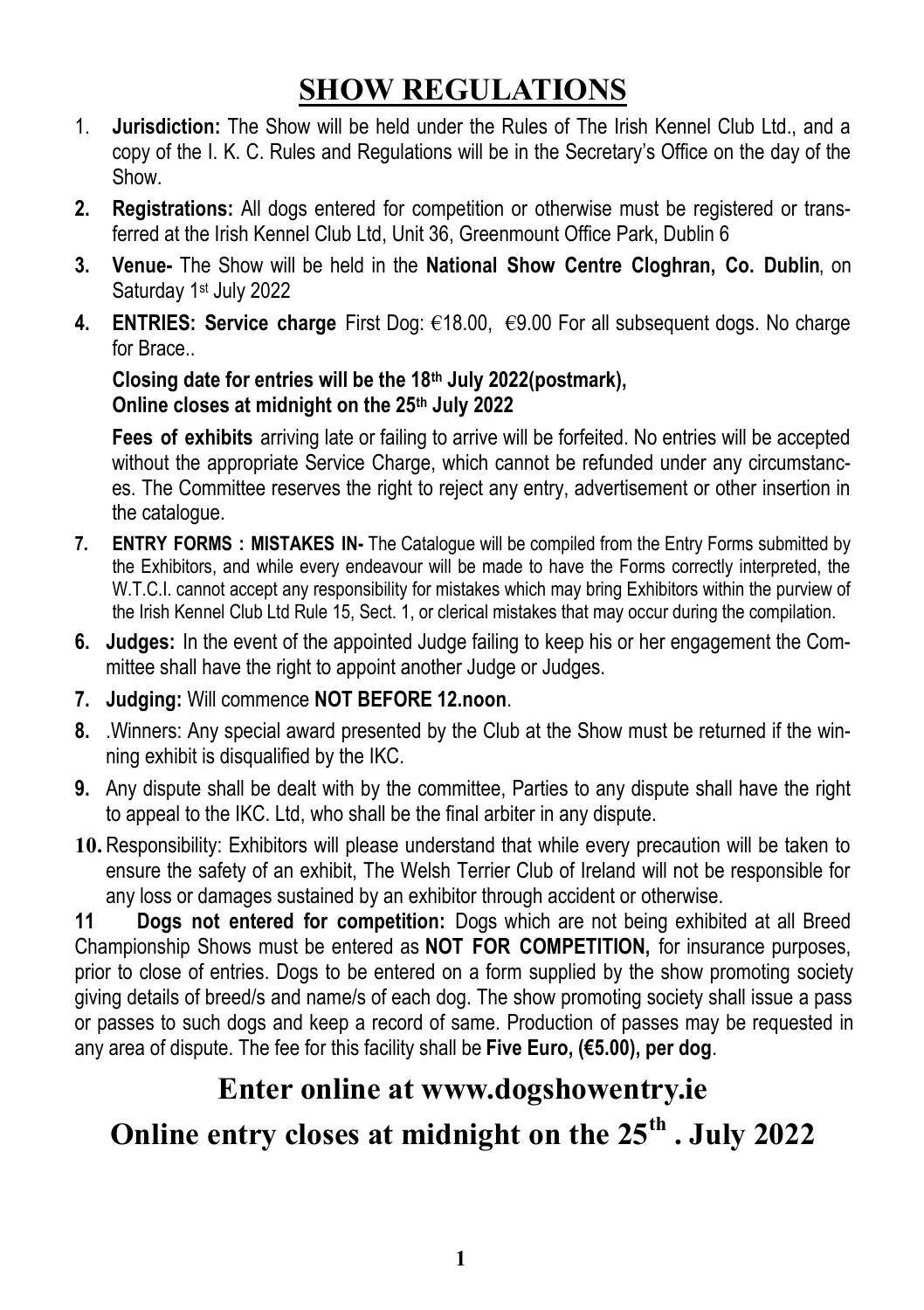# SHOW REGULATIONS

1. **Jurisdiction:** The Show will be held under the Rules of The Irish Kennel Club Ltd., and a copy of the I. K. C. Rules and Regulations will be in the Secretary's Office on the day of the Show.
2. **Registrations:** All dogs entered for competition or otherwise must be registered or transferred at the Irish Kennel Club Ltd, Unit 36, Greenmount Office Park, Dublin 6
3. **Venue-** The Show will be held in the **National Show Centre Cloghran, Co. Dublin**, on Saturday 1st July 2022
4. **ENTRIES: Service charge** First Dog: €18.00, €9.00 For all subsequent dogs. No charge for Brace..

   **Closing date for entries will be the 18th July 2022(postmark),**
   **Online closes at midnight on the 25th July 2022**

   **Fees of exhibits** arriving late or failing to arrive will be forfeited. No entries will be accepted without the appropriate Service Charge, which cannot be refunded under any circumstances. The Committee reserves the right to reject any entry, advertisement or other insertion in the catalogue.

7. **ENTRY FORMS : MISTAKES IN-** The Catalogue will be compiled from the Entry Forms submitted by the Exhibitors, and while every endeavour will be made to have the Forms correctly interpreted, the W.T.C.I. cannot accept any responsibility for mistakes which may bring Exhibitors within the purview of the Irish Kennel Club Ltd Rule 15, Sect. 1, or clerical mistakes that may occur during the compilation.

6. **Judges:** In the event of the appointed Judge failing to keep his or her engagement the Committee shall have the right to appoint another Judge or Judges.

7. **Judging:** Will commence **NOT BEFORE 12.noon**.

8. .Winners: Any special award presented by the Club at the Show must be returned if the winning exhibit is disqualified by the IKC.

9. Any dispute shall be dealt with by the committee, Parties to any dispute shall have the right to appeal to the IKC. Ltd, who shall be the final arbiter in any dispute.

10. Responsibility: Exhibitors will please understand that while every precaution will be taken to ensure the safety of an exhibit, The Welsh Terrier Club of Ireland will not be responsible for any loss or damages sustained by an exhibitor through accident or otherwise.

11 **Dogs not entered for competition:** Dogs which are not being exhibited at all Breed Championship Shows must be entered as **NOT FOR COMPETITION,** for insurance purposes, prior to close of entries. Dogs to be entered on a form supplied by the show promoting society giving details of breed/s and name/s of each dog. The show promoting society shall issue a pass or passes to such dogs and keep a record of same. Production of passes may be requested in any area of dispute. The fee for this facility shall be **Five Euro, (€5.00), per dog**.

## Enter online at www.dogshowentry.ie

## Online entry closes at midnight on the 25th . July 2022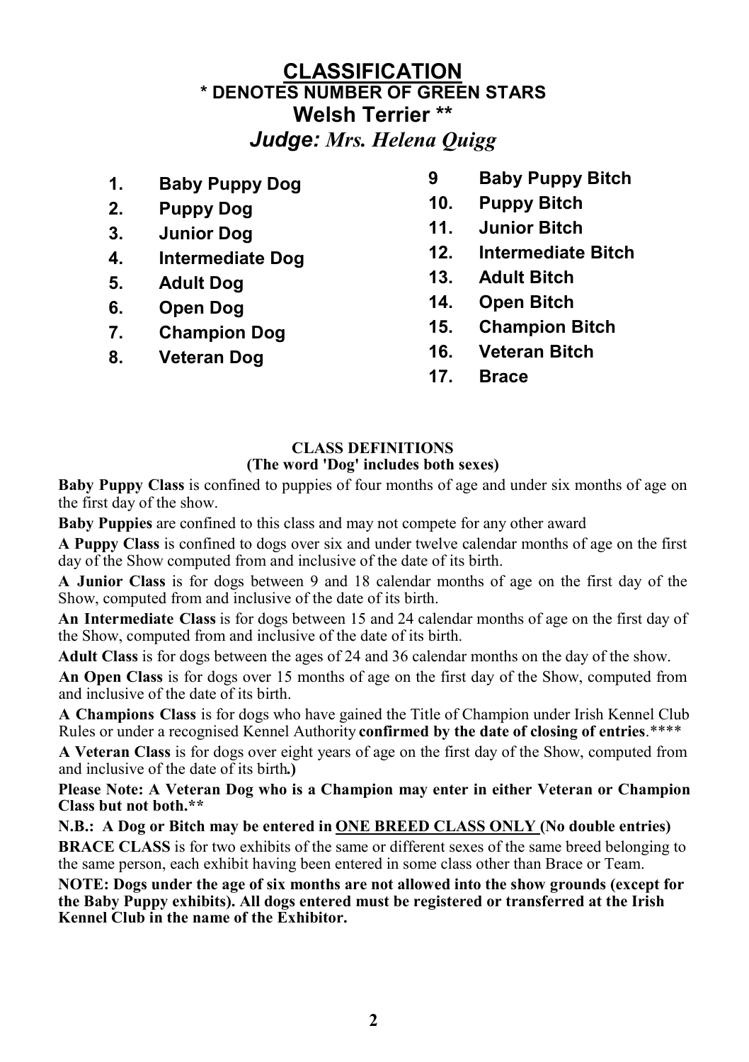# CLASSIFICATION

### * DENOTES NUMBER OF GREEN STARS

## Welsh Terrier **

## *Judge: Mrs. Helena Quigg*

1. **Baby Puppy Dog**
2. **Puppy Dog**
3. **Junior Dog**
4. **Intermediate Dog**
5. **Adult Dog**
6. **Open Dog**
7. **Champion Dog**
8. **Veteran Dog**
9. **Baby Puppy Bitch**
10. **Puppy Bitch**
11. **Junior Bitch**
12. **Intermediate Bitch**
13. **Adult Bitch**
14. **Open Bitch**
15. **Champion Bitch**
16. **Veteran Bitch**
17. **Brace**

**CLASS DEFINITIONS**
**(The word 'Dog' includes both sexes)**

**Baby Puppy Class** is confined to puppies of four months of age and under six months of age on the first day of the show.

**Baby Puppies** are confined to this class and may not compete for any other award

**A Puppy Class** is confined to dogs over six and under twelve calendar months of age on the first day of the Show computed from and inclusive of the date of its birth.

**A Junior Class** is for dogs between 9 and 18 calendar months of age on the first day of the Show, computed from and inclusive of the date of its birth.

**An Intermediate Class** is for dogs between 15 and 24 calendar months of age on the first day of the Show, computed from and inclusive of the date of its birth.

**Adult Class** is for dogs between the ages of 24 and 36 calendar months on the day of the show.

**An Open Class** is for dogs over 15 months of age on the first day of the Show, computed from and inclusive of the date of its birth.

**A Champions Class** is for dogs who have gained the Title of Champion under Irish Kennel Club Rules or under a recognised Kennel Authority **confirmed by the date of closing of entries**.****

**A Veteran Class** is for dogs over eight years of age on the first day of the Show, computed from and inclusive of the date of its birth**.)**

**Please Note: A Veteran Dog who is a Champion may enter in either Veteran or Champion Class but not both.****

**N.B.: A Dog or Bitch may be entered in ONE BREED CLASS ONLY (No double entries)**

**BRACE CLASS** is for two exhibits of the same or different sexes of the same breed belonging to the same person, each exhibit having been entered in some class other than Brace or Team.

**NOTE: Dogs under the age of six months are not allowed into the show grounds (except for the Baby Puppy exhibits). All dogs entered must be registered or transferred at the Irish Kennel Club in the name of the Exhibitor.**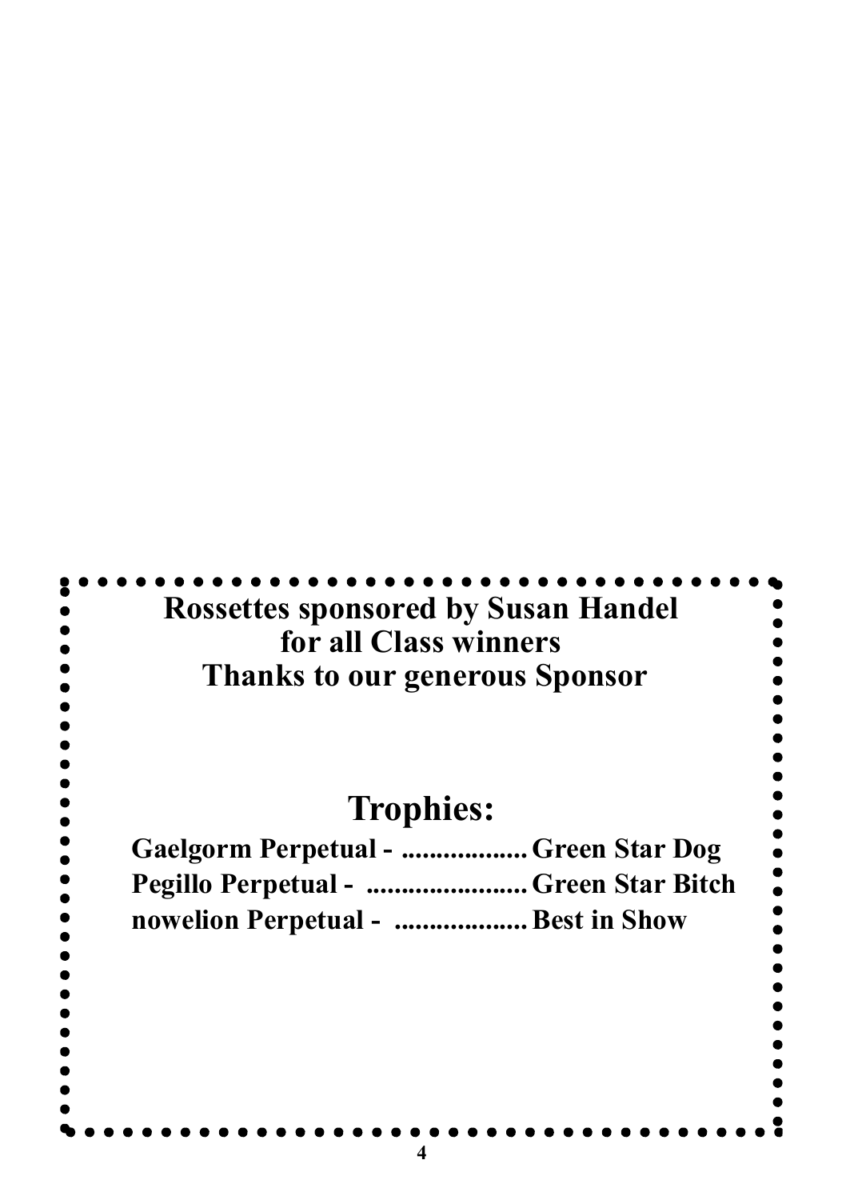**Rossettes sponsored by Susan Handel**
**for all Class winners**
**Thanks to our generous Sponsor**

## Trophies:

**Gaelgorm Perpetual - .................. Green Star Dog**
**Pegillo Perpetual - ........................ Green Star Bitch**
**nowelion Perpetual - ................... Best in Show**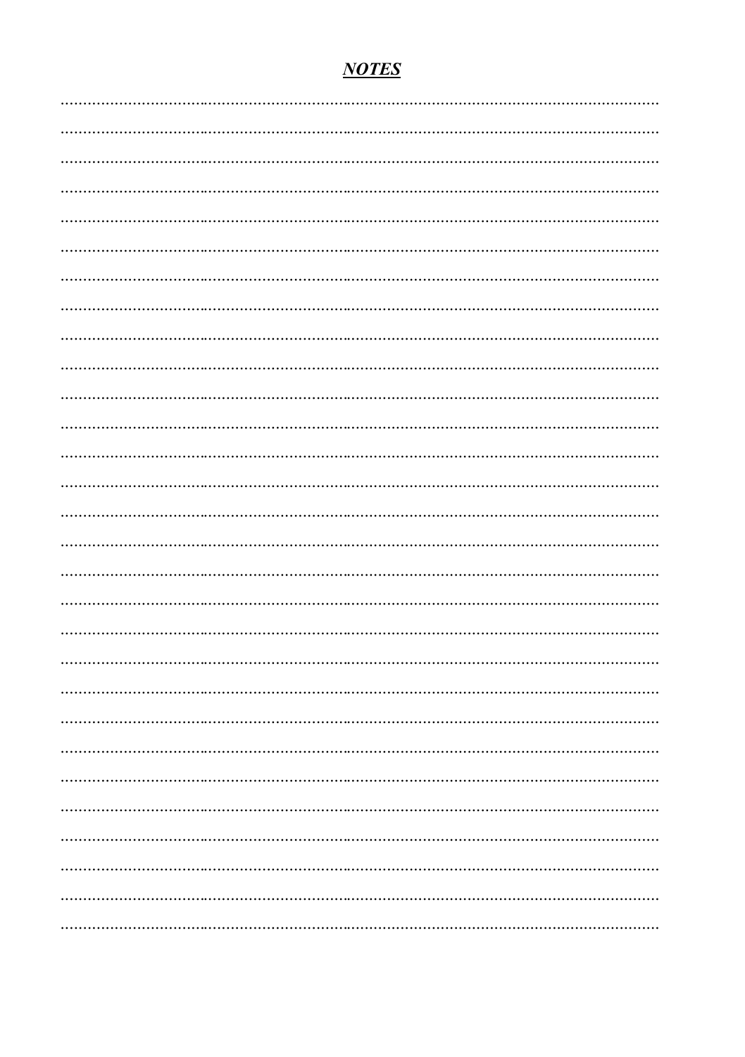## ***NOTES***